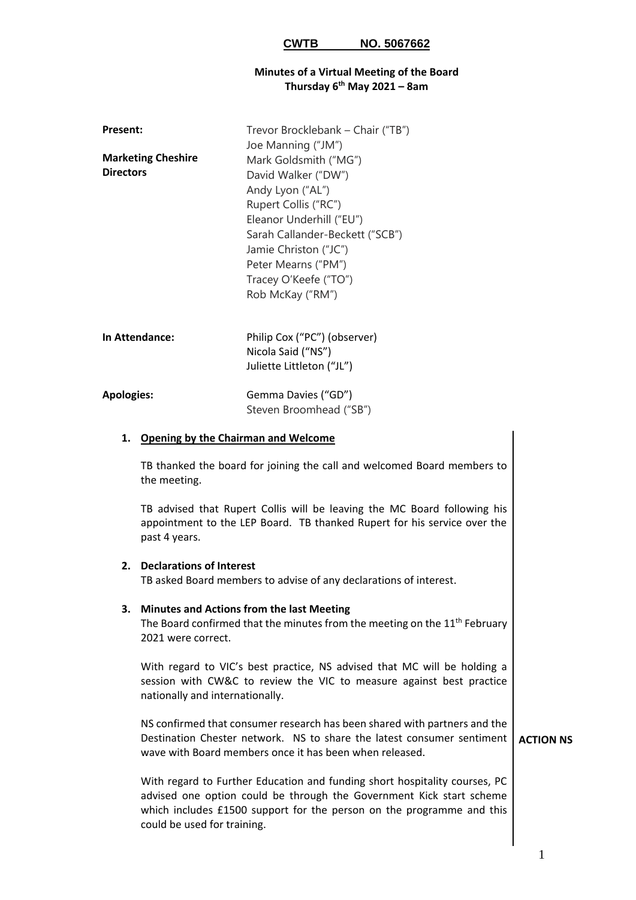**CWTB NO. 5067662**

**Minutes of a Virtual Meeting of the Board**
**Thursday 6th May 2021 – 8am**

| | |
|---|---|
| **Present:** | Trevor Brocklebank – Chair ("TB") |
| | Joe Manning ("JM") |
| **Marketing Cheshire Directors** | Mark Goldsmith ("MG") |
| | David Walker ("DW") |
| | Andy Lyon ("AL") |
| | Rupert Collis ("RC") |
| | Eleanor Underhill ("EU") |
| | Sarah Callander-Beckett ("SCB") |
| | Jamie Christon ("JC") |
| | Peter Mearns ("PM") |
| | Tracey O'Keefe ("TO") |
| | Rob McKay ("RM") |
| **In Attendance:** | Philip Cox ("PC") (observer) |
| | Nicola Said ("NS") |
| | Juliette Littleton ("JL") |
| **Apologies:** | Gemma Davies ("GD") |
| | Steven Broomhead ("SB") |

1. **Opening by the Chairman and Welcome**

   TB thanked the board for joining the call and welcomed Board members to the meeting.

   TB advised that Rupert Collis will be leaving the MC Board following his appointment to the LEP Board. TB thanked Rupert for his service over the past 4 years.

2. **Declarations of Interest**

   TB asked Board members to advise of any declarations of interest.

3. **Minutes and Actions from the last Meeting**

   The Board confirmed that the minutes from the meeting on the 11th February 2021 were correct.

   With regard to VIC's best practice, NS advised that MC will be holding a session with CW&C to review the VIC to measure against best practice nationally and internationally.

   NS confirmed that consumer research has been shared with partners and the Destination Chester network. NS to share the latest consumer sentiment wave with Board members once it has been when released. **ACTION NS**

   With regard to Further Education and funding short hospitality courses, PC advised one option could be through the Government Kick start scheme which includes £1500 support for the person on the programme and this could be used for training.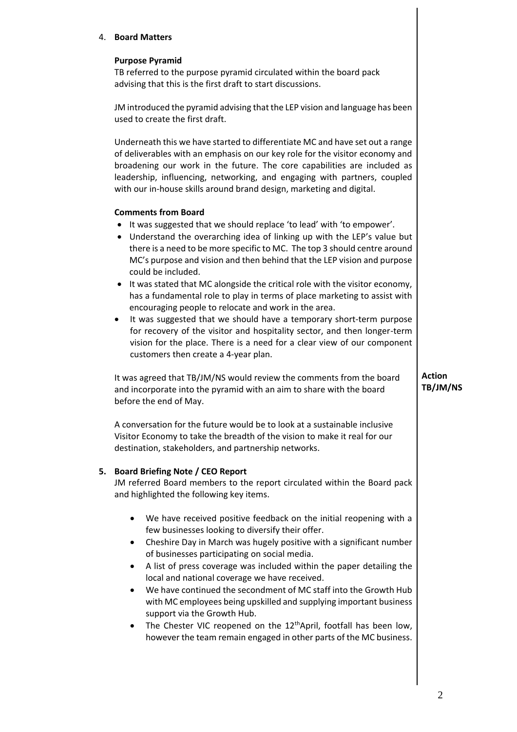## 4. Board Matters

**Purpose Pyramid**

TB referred to the purpose pyramid circulated within the board pack advising that this is the first draft to start discussions.

JM introduced the pyramid advising that the LEP vision and language has been used to create the first draft.

Underneath this we have started to differentiate MC and have set out a range of deliverables with an emphasis on our key role for the visitor economy and broadening our work in the future. The core capabilities are included as leadership, influencing, networking, and engaging with partners, coupled with our in-house skills around brand design, marketing and digital.

**Comments from Board**

- It was suggested that we should replace 'to lead' with 'to empower'.
- Understand the overarching idea of linking up with the LEP's value but there is a need to be more specific to MC. The top 3 should centre around MC's purpose and vision and then behind that the LEP vision and purpose could be included.
- It was stated that MC alongside the critical role with the visitor economy, has a fundamental role to play in terms of place marketing to assist with encouraging people to relocate and work in the area.
- It was suggested that we should have a temporary short-term purpose for recovery of the visitor and hospitality sector, and then longer-term vision for the place. There is a need for a clear view of our component customers then create a 4-year plan.

It was agreed that TB/JM/NS would review the comments from the board and incorporate into the pyramid with an aim to share with the board before the end of May.

**Action TB/JM/NS**

A conversation for the future would be to look at a sustainable inclusive Visitor Economy to take the breadth of the vision to make it real for our destination, stakeholders, and partnership networks.

## 5. Board Briefing Note / CEO Report

JM referred Board members to the report circulated within the Board pack and highlighted the following key items.

- We have received positive feedback on the initial reopening with a few businesses looking to diversify their offer.
- Cheshire Day in March was hugely positive with a significant number of businesses participating on social media.
- A list of press coverage was included within the paper detailing the local and national coverage we have received.
- We have continued the secondment of MC staff into the Growth Hub with MC employees being upskilled and supplying important business support via the Growth Hub.
- The Chester VIC reopened on the 12th April, footfall has been low, however the team remain engaged in other parts of the MC business.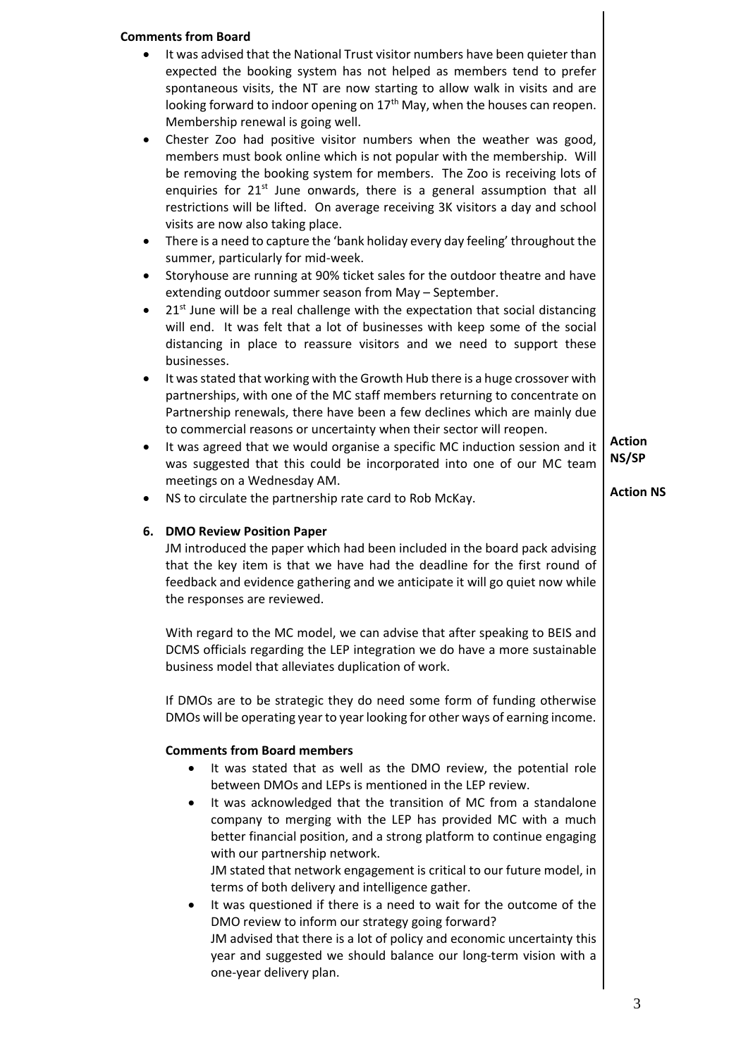**Comments from Board**

- It was advised that the National Trust visitor numbers have been quieter than expected the booking system has not helped as members tend to prefer spontaneous visits, the NT are now starting to allow walk in visits and are looking forward to indoor opening on 17th May, when the houses can reopen. Membership renewal is going well.
- Chester Zoo had positive visitor numbers when the weather was good, members must book online which is not popular with the membership. Will be removing the booking system for members. The Zoo is receiving lots of enquiries for 21st June onwards, there is a general assumption that all restrictions will be lifted. On average receiving 3K visitors a day and school visits are now also taking place.
- There is a need to capture the 'bank holiday every day feeling' throughout the summer, particularly for mid-week.
- Storyhouse are running at 90% ticket sales for the outdoor theatre and have extending outdoor summer season from May – September.
- 21st June will be a real challenge with the expectation that social distancing will end. It was felt that a lot of businesses with keep some of the social distancing in place to reassure visitors and we need to support these businesses.
- It was stated that working with the Growth Hub there is a huge crossover with partnerships, with one of the MC staff members returning to concentrate on Partnership renewals, there have been a few declines which are mainly due to commercial reasons or uncertainty when their sector will reopen.
- It was agreed that we would organise a specific MC induction session and it was suggested that this could be incorporated into one of our MC team meetings on a Wednesday AM. **Action NS/SP**
- NS to circulate the partnership rate card to Rob McKay. **Action NS**

**6. DMO Review Position Paper**

JM introduced the paper which had been included in the board pack advising that the key item is that we have had the deadline for the first round of feedback and evidence gathering and we anticipate it will go quiet now while the responses are reviewed.

With regard to the MC model, we can advise that after speaking to BEIS and DCMS officials regarding the LEP integration we do have a more sustainable business model that alleviates duplication of work.

If DMOs are to be strategic they do need some form of funding otherwise DMOs will be operating year to year looking for other ways of earning income.

**Comments from Board members**

- It was stated that as well as the DMO review, the potential role between DMOs and LEPs is mentioned in the LEP review.
- It was acknowledged that the transition of MC from a standalone company to merging with the LEP has provided MC with a much better financial position, and a strong platform to continue engaging with our partnership network.
  JM stated that network engagement is critical to our future model, in terms of both delivery and intelligence gather.
- It was questioned if there is a need to wait for the outcome of the DMO review to inform our strategy going forward?
  JM advised that there is a lot of policy and economic uncertainty this year and suggested we should balance our long-term vision with a one-year delivery plan.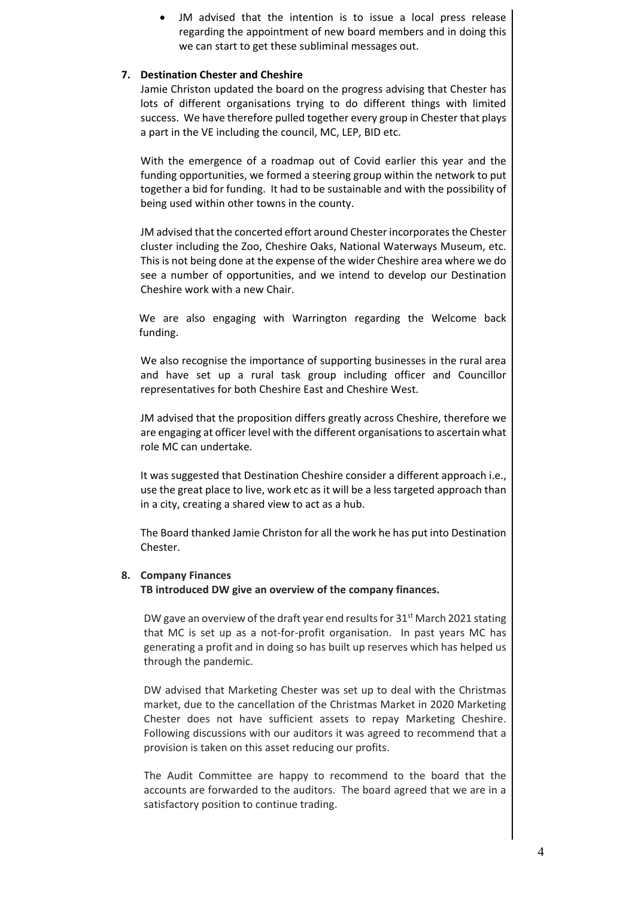- JM advised that the intention is to issue a local press release regarding the appointment of new board members and in doing this we can start to get these subliminal messages out.

**7. Destination Chester and Cheshire**

Jamie Christon updated the board on the progress advising that Chester has lots of different organisations trying to do different things with limited success. We have therefore pulled together every group in Chester that plays a part in the VE including the council, MC, LEP, BID etc.

With the emergence of a roadmap out of Covid earlier this year and the funding opportunities, we formed a steering group within the network to put together a bid for funding. It had to be sustainable and with the possibility of being used within other towns in the county.

JM advised that the concerted effort around Chester incorporates the Chester cluster including the Zoo, Cheshire Oaks, National Waterways Museum, etc. This is not being done at the expense of the wider Cheshire area where we do see a number of opportunities, and we intend to develop our Destination Cheshire work with a new Chair.

We are also engaging with Warrington regarding the Welcome back funding.

We also recognise the importance of supporting businesses in the rural area and have set up a rural task group including officer and Councillor representatives for both Cheshire East and Cheshire West.

JM advised that the proposition differs greatly across Cheshire, therefore we are engaging at officer level with the different organisations to ascertain what role MC can undertake.

It was suggested that Destination Cheshire consider a different approach i.e., use the great place to live, work etc as it will be a less targeted approach than in a city, creating a shared view to act as a hub.

The Board thanked Jamie Christon for all the work he has put into Destination Chester.

**8. Company Finances**

**TB introduced DW give an overview of the company finances.**

DW gave an overview of the draft year end results for 31st March 2021 stating that MC is set up as a not-for-profit organisation. In past years MC has generating a profit and in doing so has built up reserves which has helped us through the pandemic.

DW advised that Marketing Chester was set up to deal with the Christmas market, due to the cancellation of the Christmas Market in 2020 Marketing Chester does not have sufficient assets to repay Marketing Cheshire. Following discussions with our auditors it was agreed to recommend that a provision is taken on this asset reducing our profits.

The Audit Committee are happy to recommend to the board that the accounts are forwarded to the auditors. The board agreed that we are in a satisfactory position to continue trading.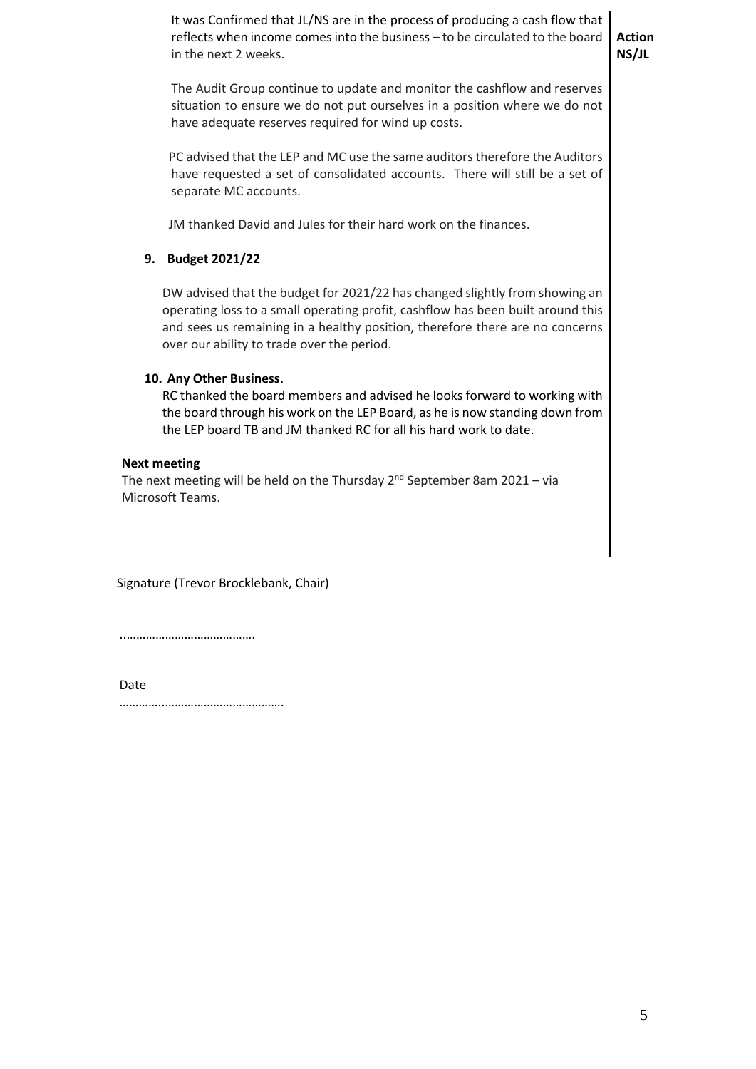It was Confirmed that JL/NS are in the process of producing a cash flow that reflects when income comes into the business – to be circulated to the board in the next 2 weeks. **Action NS/JL**

The Audit Group continue to update and monitor the cashflow and reserves situation to ensure we do not put ourselves in a position where we do not have adequate reserves required for wind up costs.

PC advised that the LEP and MC use the same auditors therefore the Auditors have requested a set of consolidated accounts. There will still be a set of separate MC accounts.

JM thanked David and Jules for their hard work on the finances.

**9. Budget 2021/22**

DW advised that the budget for 2021/22 has changed slightly from showing an operating loss to a small operating profit, cashflow has been built around this and sees us remaining in a healthy position, therefore there are no concerns over our ability to trade over the period.

**10. Any Other Business.**

RC thanked the board members and advised he looks forward to working with the board through his work on the LEP Board, as he is now standing down from the LEP board TB and JM thanked RC for all his hard work to date.

**Next meeting**

The next meeting will be held on the Thursday 2nd September 8am 2021 – via Microsoft Teams.

Signature (Trevor Brocklebank, Chair)

…………………………………..

Date

……………………………………………